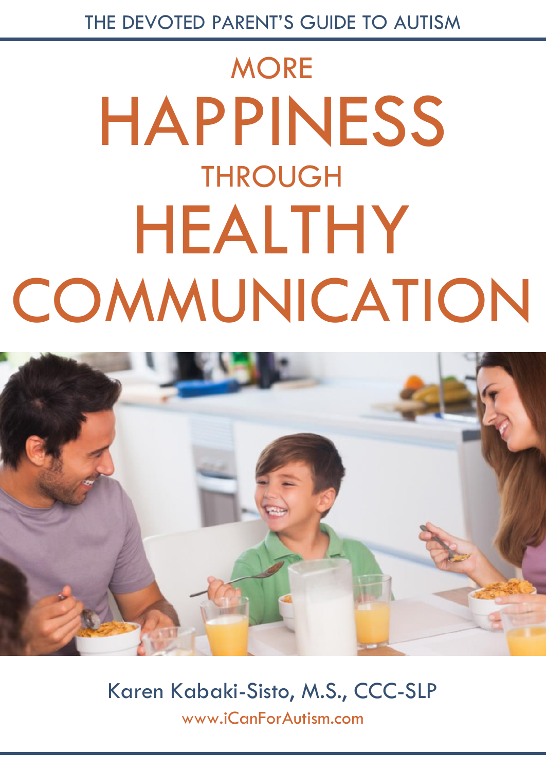THE DEVOTED PARENT'S GUIDE TO AUTISM

# MORE HAPPINESS THROUGH HEALTHY COMMUNICATION

Karen Kabaki-Sisto, M.S., CCC-SLP

www.iCanForAutism.com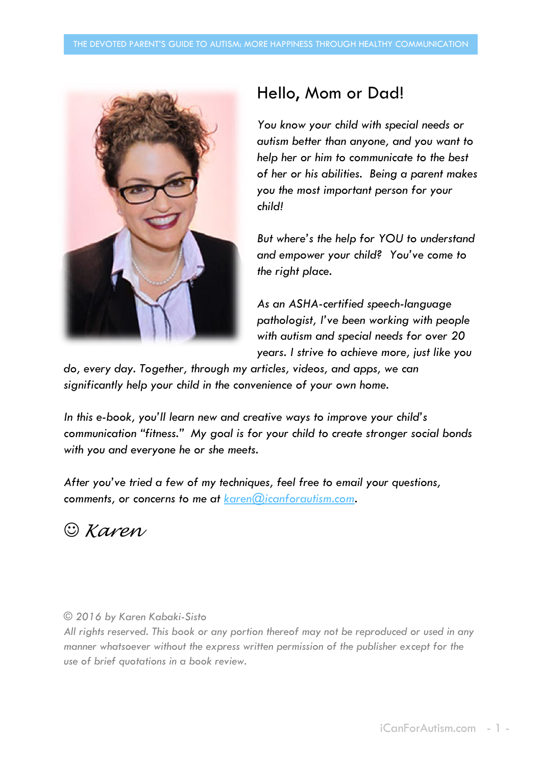# Hello, Mom or Dad!

*You know your child with special needs or autism better than anyone, and you want to help her or him to communicate to the best of her or his abilities. Being a parent makes you the most important person for your child!*

*But where's the help for YOU to understand and empower your child? You've come to the right place.*

*As an ASHA-certified speech-language pathologist, I've been working with people with autism and special needs for over 20 years. I strive to achieve more, just like you do, every day. Together, through my articles, videos, and apps, we can significantly help your child in the convenience of your own home.*

*In this e-book, you'll learn new and creative ways to improve your child's communication "fitness." My goal is for your child to create stronger social bonds with you and everyone he or she meets.*

*After you've tried a few of my techniques, feel free to email your questions, comments, or concerns to me at karen@icanforautism.com.*

☺ *Karen*

*© 2016 by Karen Kabaki-Sisto*
*All rights reserved. This book or any portion thereof may not be reproduced or used in any manner whatsoever without the express written permission of the publisher except for the use of brief quotations in a book review.*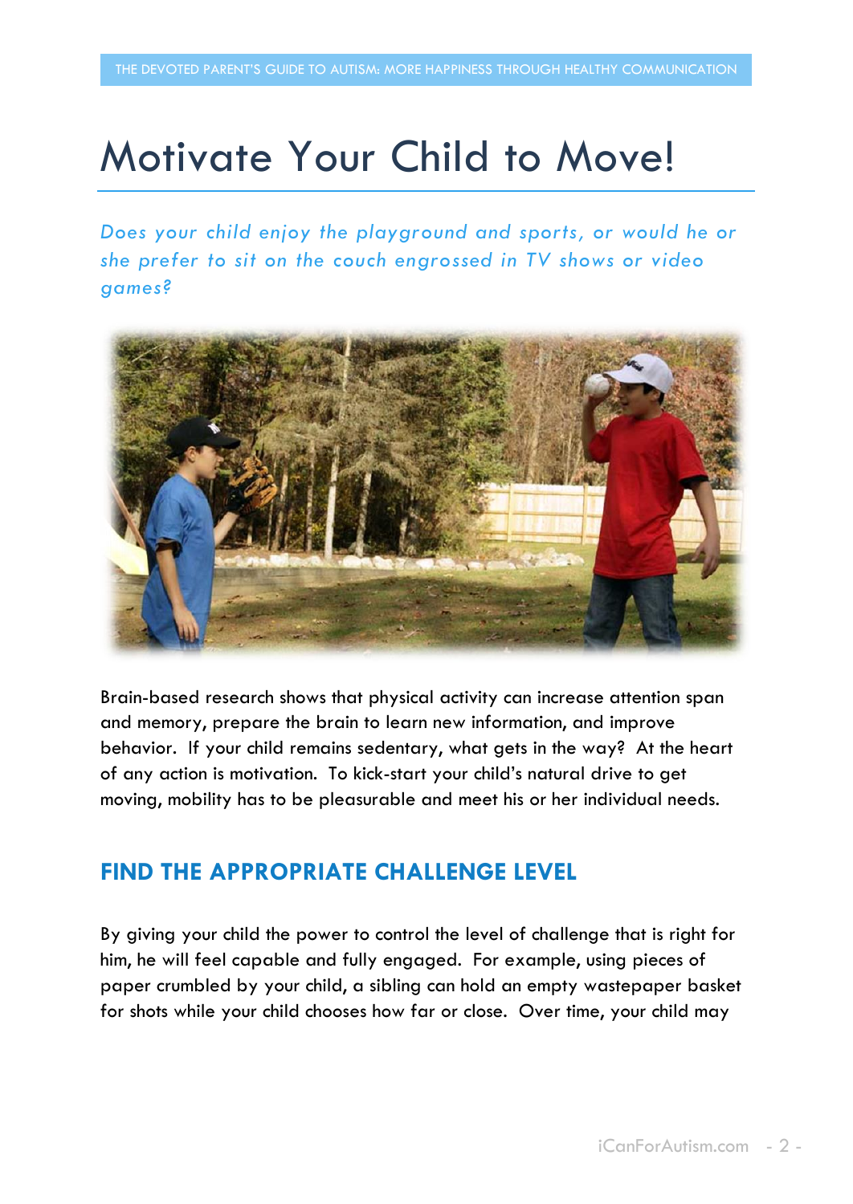# Motivate Your Child to Move!

*Does your child enjoy the playground and sports, or would he or she prefer to sit on the couch engrossed in TV shows or video games?*

Brain-based research shows that physical activity can increase attention span and memory, prepare the brain to learn new information, and improve behavior. If your child remains sedentary, what gets in the way? At the heart of any action is motivation. To kick-start your child's natural drive to get moving, mobility has to be pleasurable and meet his or her individual needs.

## FIND THE APPROPRIATE CHALLENGE LEVEL

By giving your child the power to control the level of challenge that is right for him, he will feel capable and fully engaged. For example, using pieces of paper crumbled by your child, a sibling can hold an empty wastepaper basket for shots while your child chooses how far or close. Over time, your child may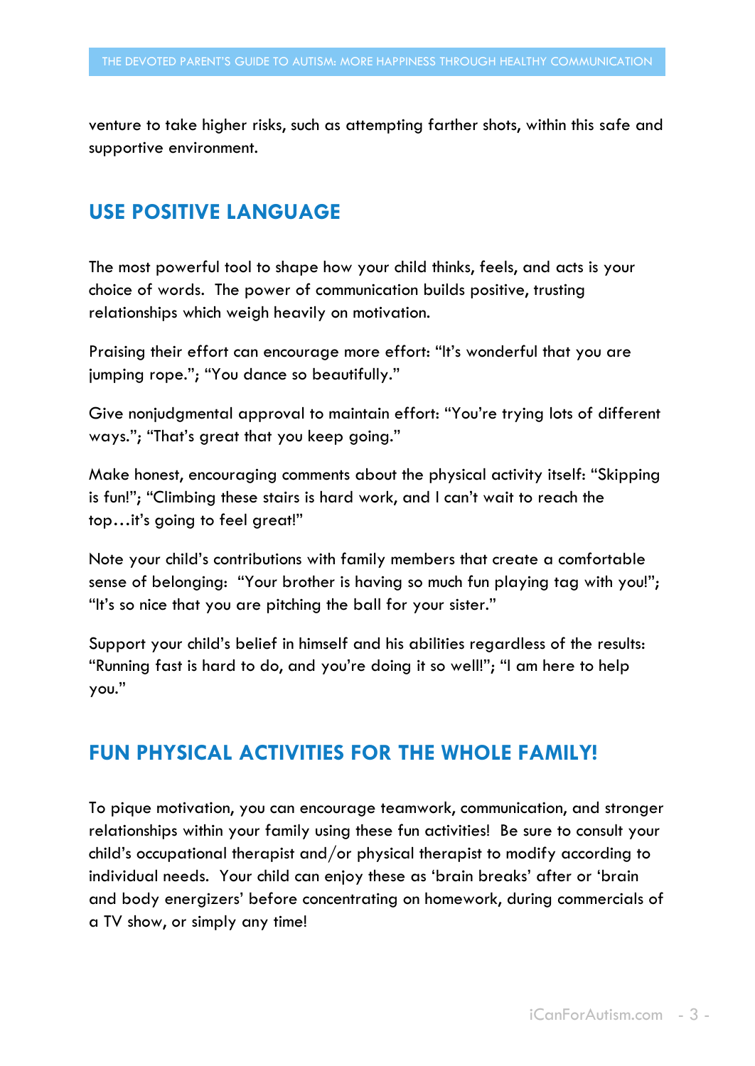venture to take higher risks, such as attempting farther shots, within this safe and supportive environment.

## USE POSITIVE LANGUAGE

The most powerful tool to shape how your child thinks, feels, and acts is your choice of words. The power of communication builds positive, trusting relationships which weigh heavily on motivation.

Praising their effort can encourage more effort: "It's wonderful that you are jumping rope."; "You dance so beautifully."

Give nonjudgmental approval to maintain effort: "You're trying lots of different ways."; "That's great that you keep going."

Make honest, encouraging comments about the physical activity itself: "Skipping is fun!"; "Climbing these stairs is hard work, and I can't wait to reach the top…it's going to feel great!"

Note your child's contributions with family members that create a comfortable sense of belonging: "Your brother is having so much fun playing tag with you!"; "It's so nice that you are pitching the ball for your sister."

Support your child's belief in himself and his abilities regardless of the results: "Running fast is hard to do, and you're doing it so well!"; "I am here to help you."

## FUN PHYSICAL ACTIVITIES FOR THE WHOLE FAMILY!

To pique motivation, you can encourage teamwork, communication, and stronger relationships within your family using these fun activities! Be sure to consult your child's occupational therapist and/or physical therapist to modify according to individual needs. Your child can enjoy these as 'brain breaks' after or 'brain and body energizers' before concentrating on homework, during commercials of a TV show, or simply any time!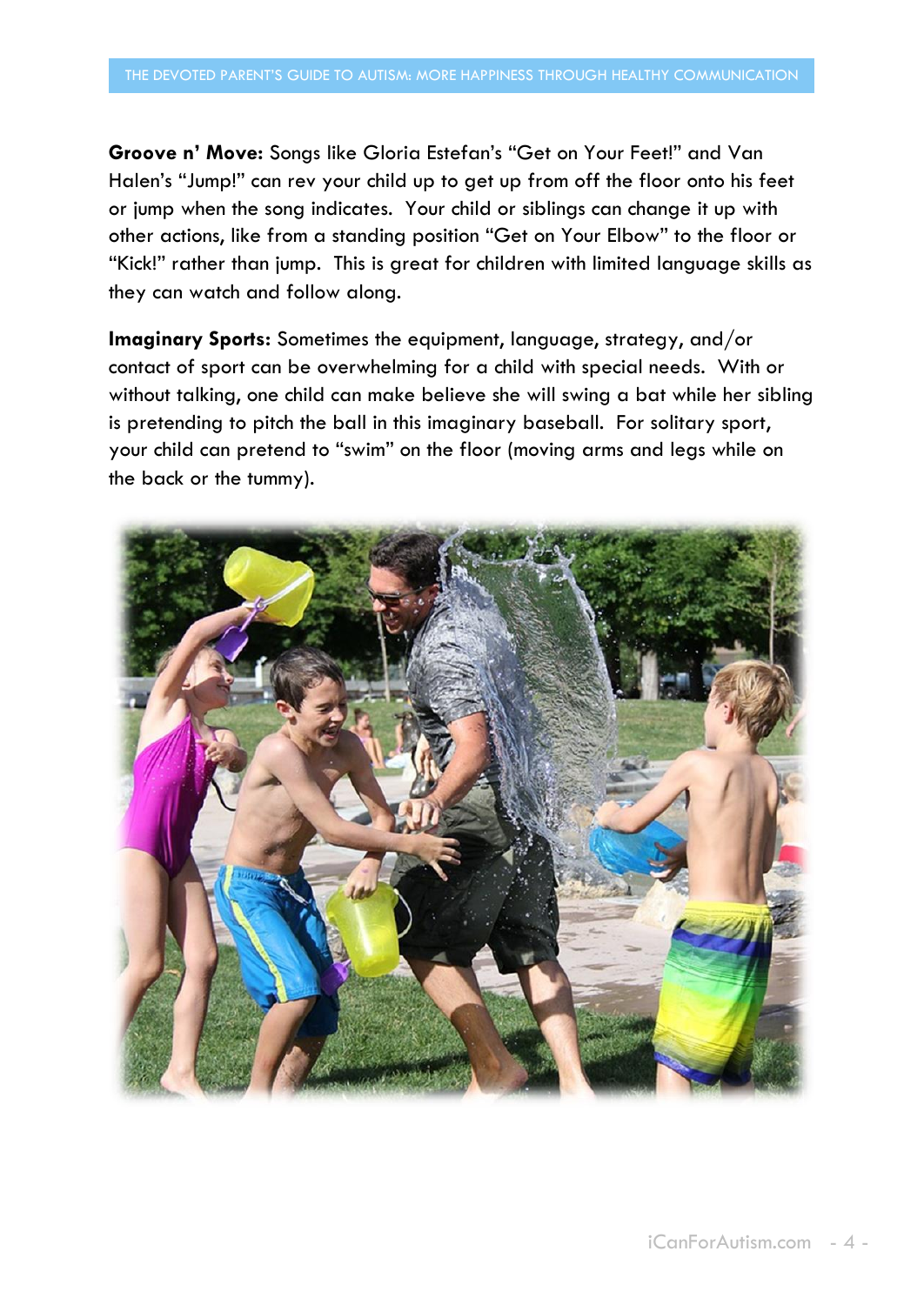**Groove n' Move:** Songs like Gloria Estefan's "Get on Your Feet!" and Van Halen's "Jump!" can rev your child up to get up from off the floor onto his feet or jump when the song indicates. Your child or siblings can change it up with other actions, like from a standing position "Get on Your Elbow" to the floor or "Kick!" rather than jump. This is great for children with limited language skills as they can watch and follow along.

**Imaginary Sports:** Sometimes the equipment, language, strategy, and/or contact of sport can be overwhelming for a child with special needs. With or without talking, one child can make believe she will swing a bat while her sibling is pretending to pitch the ball in this imaginary baseball. For solitary sport, your child can pretend to "swim" on the floor (moving arms and legs while on the back or the tummy).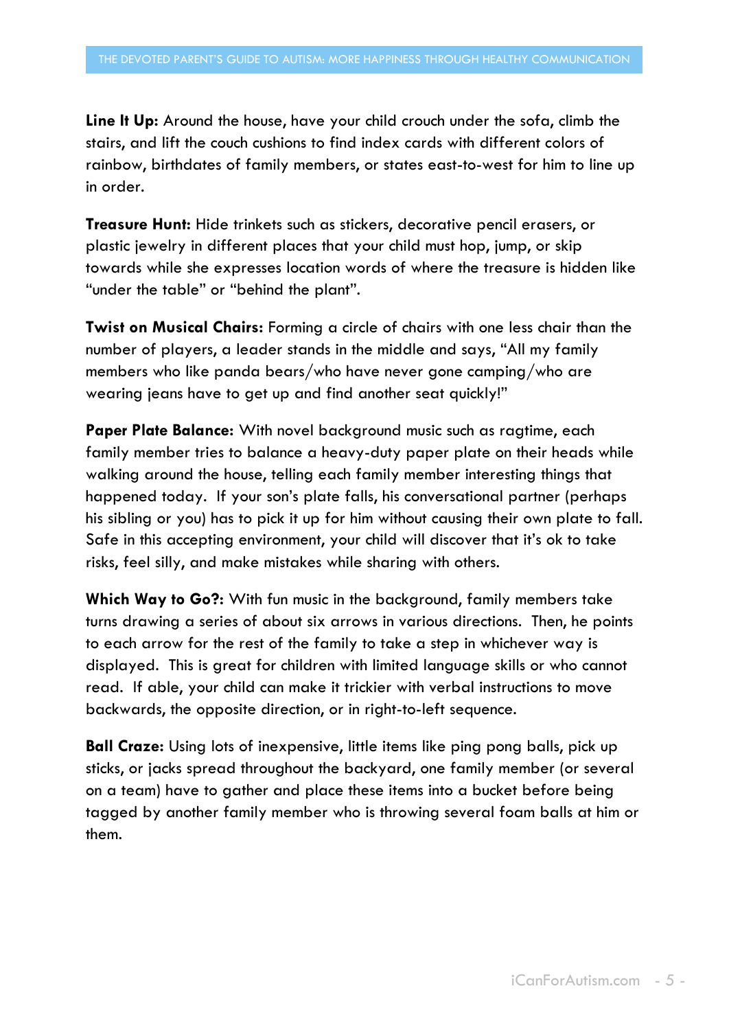**Line It Up:** Around the house, have your child crouch under the sofa, climb the stairs, and lift the couch cushions to find index cards with different colors of rainbow, birthdates of family members, or states east-to-west for him to line up in order.

**Treasure Hunt:** Hide trinkets such as stickers, decorative pencil erasers, or plastic jewelry in different places that your child must hop, jump, or skip towards while she expresses location words of where the treasure is hidden like "under the table" or "behind the plant".

**Twist on Musical Chairs:** Forming a circle of chairs with one less chair than the number of players, a leader stands in the middle and says, "All my family members who like panda bears/who have never gone camping/who are wearing jeans have to get up and find another seat quickly!"

**Paper Plate Balance:** With novel background music such as ragtime, each family member tries to balance a heavy-duty paper plate on their heads while walking around the house, telling each family member interesting things that happened today. If your son's plate falls, his conversational partner (perhaps his sibling or you) has to pick it up for him without causing their own plate to fall. Safe in this accepting environment, your child will discover that it's ok to take risks, feel silly, and make mistakes while sharing with others.

**Which Way to Go?:** With fun music in the background, family members take turns drawing a series of about six arrows in various directions. Then, he points to each arrow for the rest of the family to take a step in whichever way is displayed. This is great for children with limited language skills or who cannot read. If able, your child can make it trickier with verbal instructions to move backwards, the opposite direction, or in right-to-left sequence.

**Ball Craze:** Using lots of inexpensive, little items like ping pong balls, pick up sticks, or jacks spread throughout the backyard, one family member (or several on a team) have to gather and place these items into a bucket before being tagged by another family member who is throwing several foam balls at him or them.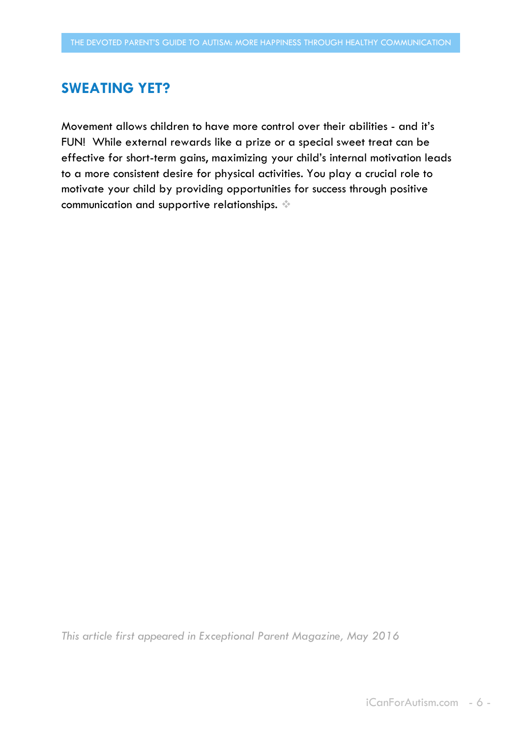## SWEATING YET?

Movement allows children to have more control over their abilities - and it's FUN! While external rewards like a prize or a special sweet treat can be effective for short-term gains, maximizing your child's internal motivation leads to a more consistent desire for physical activities. You play a crucial role to motivate your child by providing opportunities for success through positive communication and supportive relationships. ❖

*This article first appeared in Exceptional Parent Magazine, May 2016*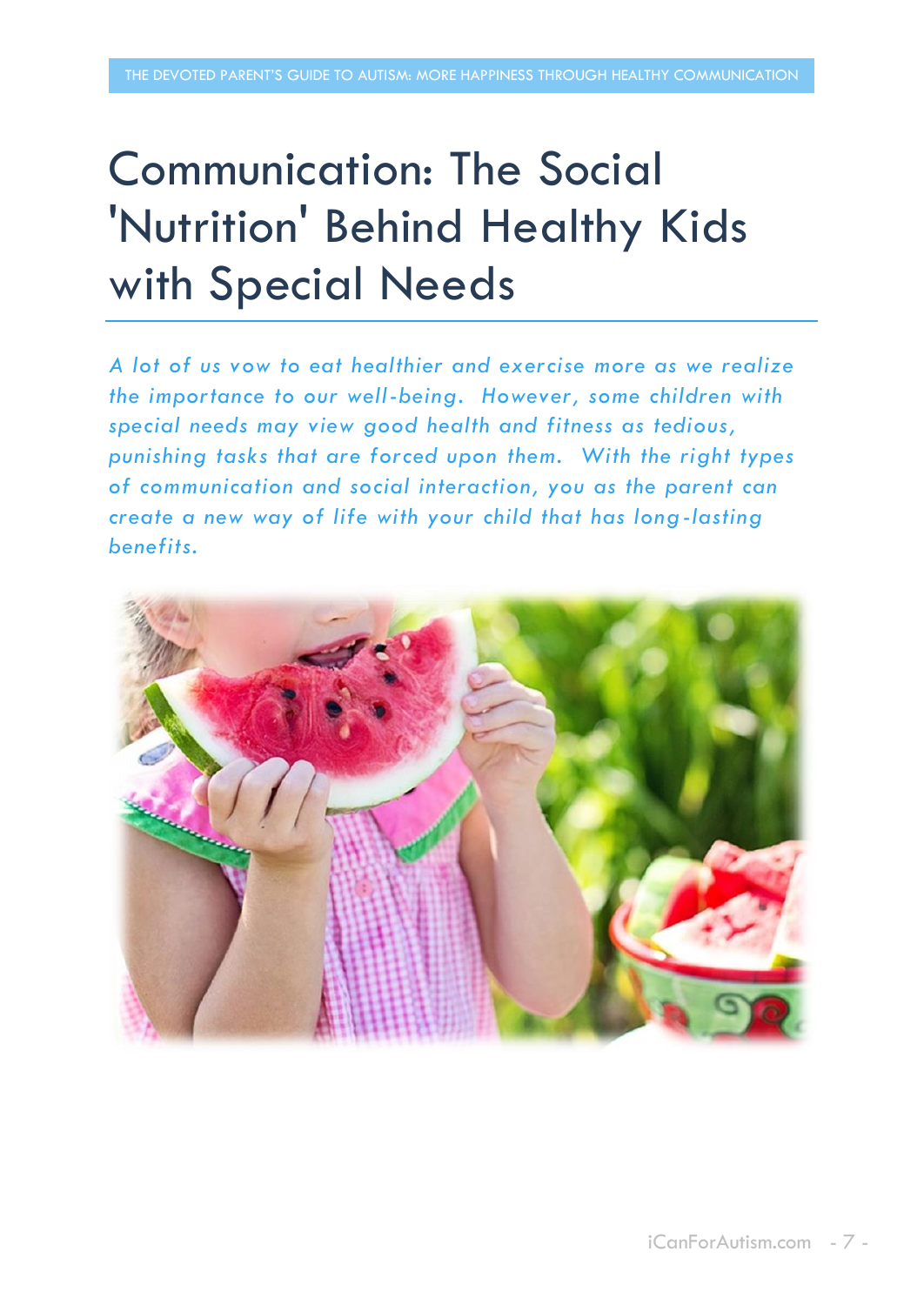# Communication: The Social 'Nutrition' Behind Healthy Kids with Special Needs

*A lot of us vow to eat healthier and exercise more as we realize the importance to our well-being. However, some children with special needs may view good health and fitness as tedious, punishing tasks that are forced upon them. With the right types of communication and social interaction, you as the parent can create a new way of life with your child that has long-lasting benefits.*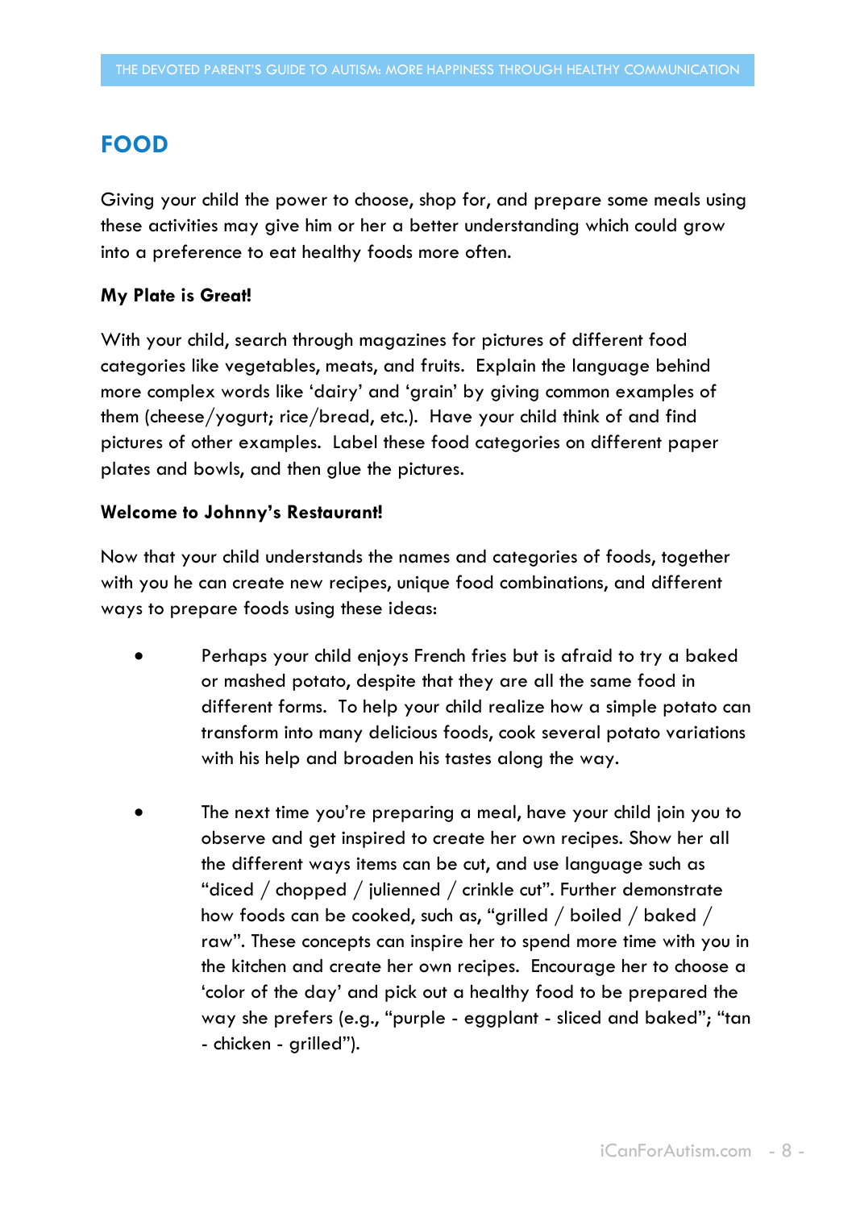## FOOD

Giving your child the power to choose, shop for, and prepare some meals using these activities may give him or her a better understanding which could grow into a preference to eat healthy foods more often.

**My Plate is Great!**

With your child, search through magazines for pictures of different food categories like vegetables, meats, and fruits. Explain the language behind more complex words like 'dairy' and 'grain' by giving common examples of them (cheese/yogurt; rice/bread, etc.). Have your child think of and find pictures of other examples. Label these food categories on different paper plates and bowls, and then glue the pictures.

**Welcome to Johnny's Restaurant!**

Now that your child understands the names and categories of foods, together with you he can create new recipes, unique food combinations, and different ways to prepare foods using these ideas:

- Perhaps your child enjoys French fries but is afraid to try a baked or mashed potato, despite that they are all the same food in different forms. To help your child realize how a simple potato can transform into many delicious foods, cook several potato variations with his help and broaden his tastes along the way.

- The next time you're preparing a meal, have your child join you to observe and get inspired to create her own recipes. Show her all the different ways items can be cut, and use language such as "diced / chopped / julienned / crinkle cut". Further demonstrate how foods can be cooked, such as, "grilled / boiled / baked / raw". These concepts can inspire her to spend more time with you in the kitchen and create her own recipes. Encourage her to choose a 'color of the day' and pick out a healthy food to be prepared the way she prefers (e.g., "purple - eggplant - sliced and baked"; "tan - chicken - grilled").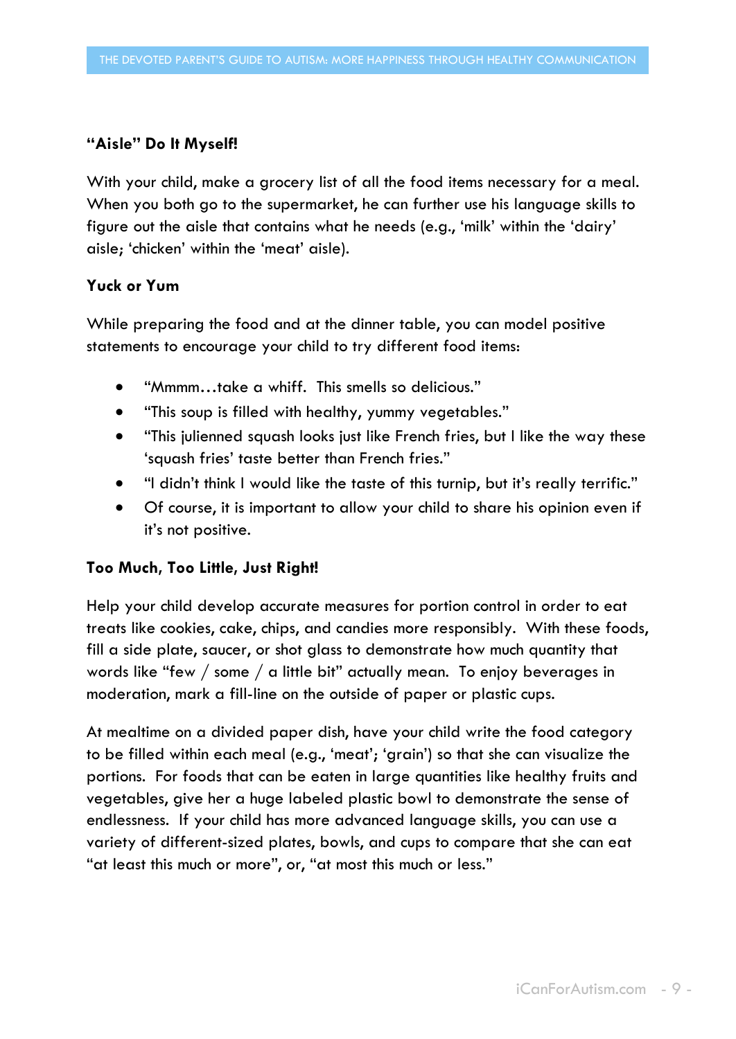### "Aisle" Do It Myself!

With your child, make a grocery list of all the food items necessary for a meal. When you both go to the supermarket, he can further use his language skills to figure out the aisle that contains what he needs (e.g., 'milk' within the 'dairy' aisle; 'chicken' within the 'meat' aisle).

### Yuck or Yum

While preparing the food and at the dinner table, you can model positive statements to encourage your child to try different food items:

- "Mmmm…take a whiff. This smells so delicious."
- "This soup is filled with healthy, yummy vegetables."
- "This julienned squash looks just like French fries, but I like the way these 'squash fries' taste better than French fries."
- "I didn't think I would like the taste of this turnip, but it's really terrific."
- Of course, it is important to allow your child to share his opinion even if it's not positive.

### Too Much, Too Little, Just Right!

Help your child develop accurate measures for portion control in order to eat treats like cookies, cake, chips, and candies more responsibly. With these foods, fill a side plate, saucer, or shot glass to demonstrate how much quantity that words like "few / some / a little bit" actually mean. To enjoy beverages in moderation, mark a fill-line on the outside of paper or plastic cups.

At mealtime on a divided paper dish, have your child write the food category to be filled within each meal (e.g., 'meat'; 'grain') so that she can visualize the portions. For foods that can be eaten in large quantities like healthy fruits and vegetables, give her a huge labeled plastic bowl to demonstrate the sense of endlessness. If your child has more advanced language skills, you can use a variety of different-sized plates, bowls, and cups to compare that she can eat "at least this much or more", or, "at most this much or less."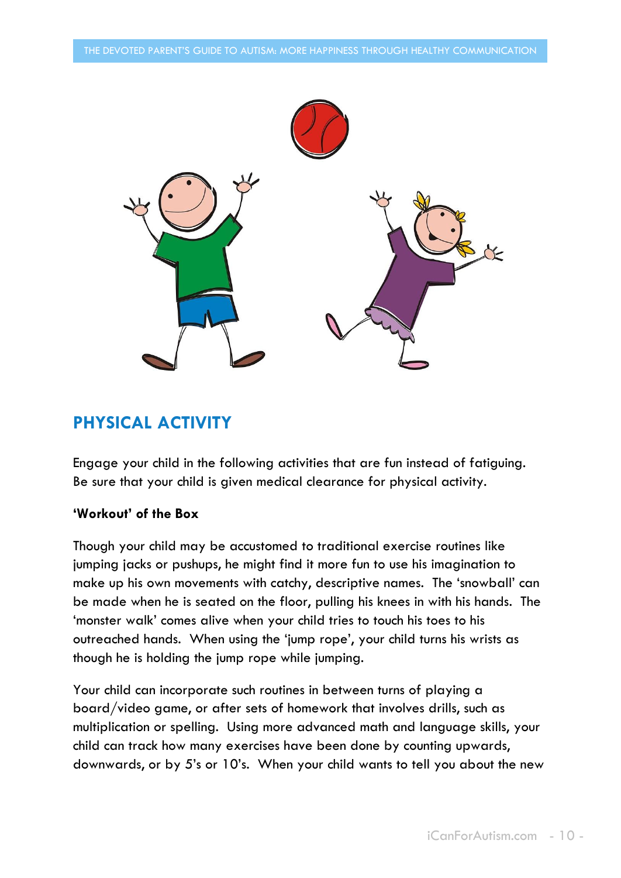## PHYSICAL ACTIVITY

Engage your child in the following activities that are fun instead of fatiguing. Be sure that your child is given medical clearance for physical activity.

**'Workout' of the Box**

Though your child may be accustomed to traditional exercise routines like jumping jacks or pushups, he might find it more fun to use his imagination to make up his own movements with catchy, descriptive names. The 'snowball' can be made when he is seated on the floor, pulling his knees in with his hands. The 'monster walk' comes alive when your child tries to touch his toes to his outreached hands. When using the 'jump rope', your child turns his wrists as though he is holding the jump rope while jumping.

Your child can incorporate such routines in between turns of playing a board/video game, or after sets of homework that involves drills, such as multiplication or spelling. Using more advanced math and language skills, your child can track how many exercises have been done by counting upwards, downwards, or by 5's or 10's. When your child wants to tell you about the new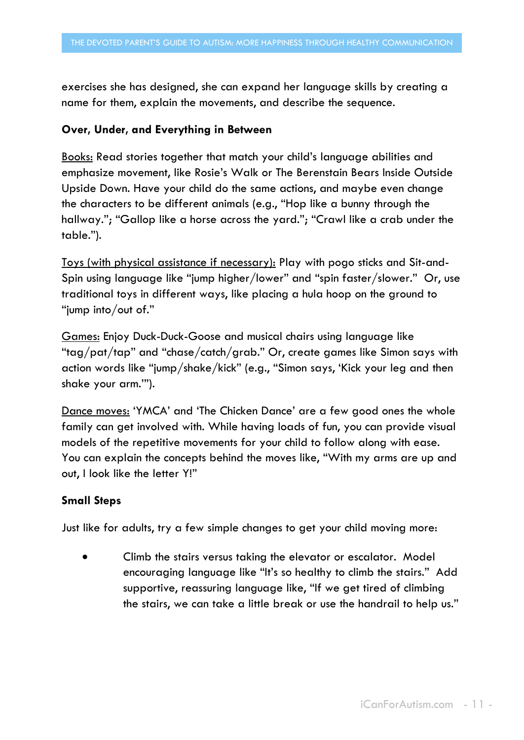exercises she has designed, she can expand her language skills by creating a name for them, explain the movements, and describe the sequence.

**Over, Under, and Everything in Between**

Books: Read stories together that match your child's language abilities and emphasize movement, like Rosie's Walk or The Berenstain Bears Inside Outside Upside Down. Have your child do the same actions, and maybe even change the characters to be different animals (e.g., "Hop like a bunny through the hallway."; "Gallop like a horse across the yard."; "Crawl like a crab under the table.").

Toys (with physical assistance if necessary): Play with pogo sticks and Sit-and-Spin using language like "jump higher/lower" and "spin faster/slower." Or, use traditional toys in different ways, like placing a hula hoop on the ground to "jump into/out of."

Games: Enjoy Duck-Duck-Goose and musical chairs using language like "tag/pat/tap" and "chase/catch/grab." Or, create games like Simon says with action words like "jump/shake/kick" (e.g., "Simon says, 'Kick your leg and then shake your arm.'").

Dance moves: 'YMCA' and 'The Chicken Dance' are a few good ones the whole family can get involved with. While having loads of fun, you can provide visual models of the repetitive movements for your child to follow along with ease. You can explain the concepts behind the moves like, "With my arms are up and out, I look like the letter Y!"

**Small Steps**

Just like for adults, try a few simple changes to get your child moving more:

- Climb the stairs versus taking the elevator or escalator. Model encouraging language like "It's so healthy to climb the stairs." Add supportive, reassuring language like, "If we get tired of climbing the stairs, we can take a little break or use the handrail to help us."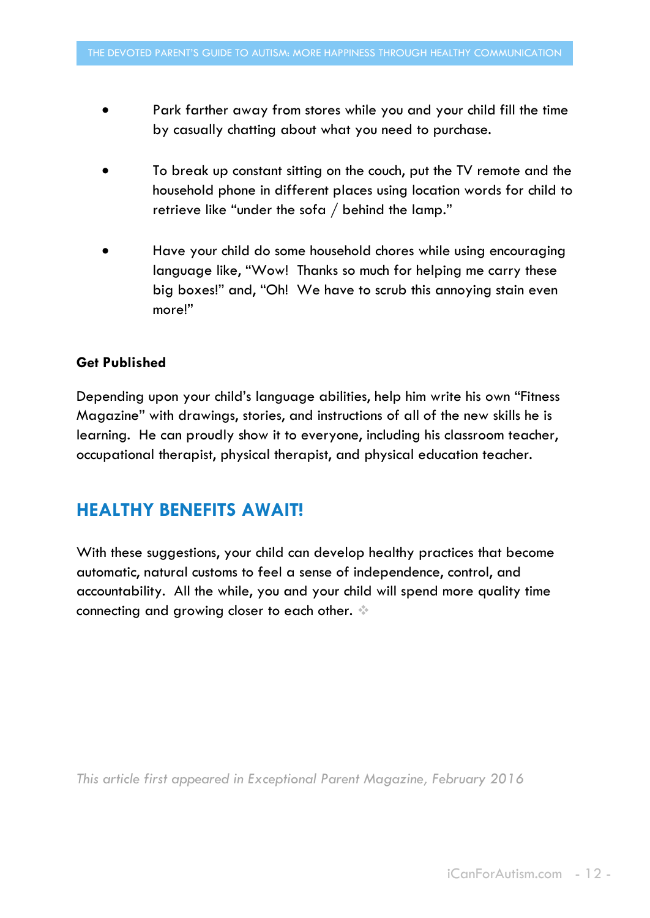- Park farther away from stores while you and your child fill the time by casually chatting about what you need to purchase.

- To break up constant sitting on the couch, put the TV remote and the household phone in different places using location words for child to retrieve like "under the sofa / behind the lamp."

- Have your child do some household chores while using encouraging language like, "Wow! Thanks so much for helping me carry these big boxes!" and, "Oh! We have to scrub this annoying stain even more!"

**Get Published**

Depending upon your child's language abilities, help him write his own "Fitness Magazine" with drawings, stories, and instructions of all of the new skills he is learning. He can proudly show it to everyone, including his classroom teacher, occupational therapist, physical therapist, and physical education teacher.

## HEALTHY BENEFITS AWAIT!

With these suggestions, your child can develop healthy practices that become automatic, natural customs to feel a sense of independence, control, and accountability. All the while, you and your child will spend more quality time connecting and growing closer to each other. ❖

*This article first appeared in Exceptional Parent Magazine, February 2016*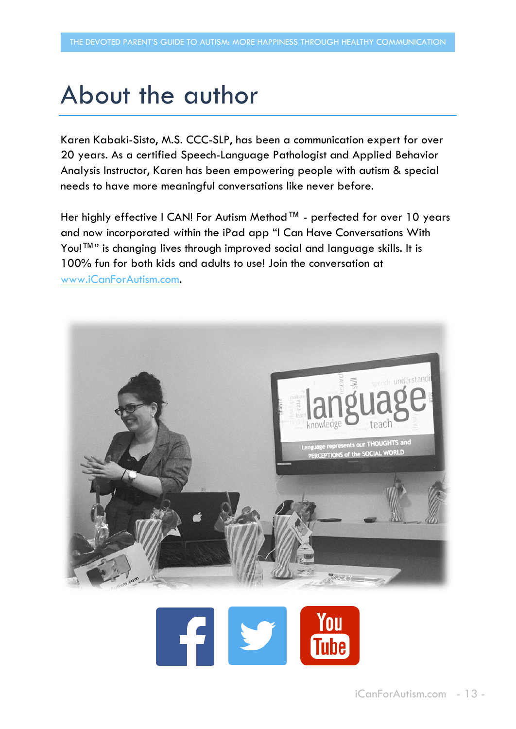# About the author

Karen Kabaki-Sisto, M.S. CCC-SLP, has been a communication expert for over 20 years. As a certified Speech-Language Pathologist and Applied Behavior Analysis Instructor, Karen has been empowering people with autism & special needs to have more meaningful conversations like never before.

Her highly effective I CAN! For Autism Method™ - perfected for over 10 years and now incorporated within the iPad app "I Can Have Conversations With You!™" is changing lives through improved social and language skills. It is 100% fun for both kids and adults to use! Join the conversation at www.iCanForAutism.com.